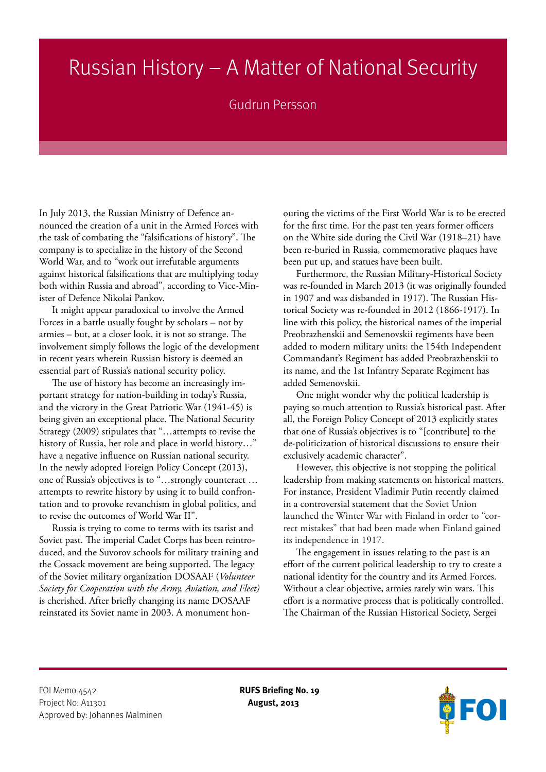# Russian History – A Matter of National Security

Gudrun Persson

In July 2013, the Russian Ministry of Defence announced the creation of a unit in the Armed Forces with the task of combating the "falsifications of history". The company is to specialize in the history of the Second World War, and to "work out irrefutable arguments against historical falsifications that are multiplying today both within Russia and abroad", according to Vice-Minister of Defence Nikolai Pankov.

It might appear paradoxical to involve the Armed Forces in a battle usually fought by scholars – not by armies – but, at a closer look, it is not so strange. The involvement simply follows the logic of the development in recent years wherein Russian history is deemed an essential part of Russia's national security policy.

The use of history has become an increasingly important strategy for nation-building in today's Russia, and the victory in the Great Patriotic War (1941-45) is being given an exceptional place. The National Security Strategy (2009) stipulates that "…attempts to revise the history of Russia, her role and place in world history…" have a negative influence on Russian national security. In the newly adopted Foreign Policy Concept (2013), one of Russia's objectives is to "…strongly counteract … attempts to rewrite history by using it to build confrontation and to provoke revanchism in global politics, and to revise the outcomes of World War II".

Russia is trying to come to terms with its tsarist and Soviet past. The imperial Cadet Corps has been reintroduced, and the Suvorov schools for military training and the Cossack movement are being supported. The legacy of the Soviet military organization DOSAAF (*Volunteer Society for Cooperation with the Army, Aviation, and Fleet)* is cherished. After briefly changing its name DOSAAF reinstated its Soviet name in 2003. A monument honouring the victims of the First World War is to be erected for the first time. For the past ten years former officers on the White side during the Civil War (1918–21) have been re-buried in Russia, commemorative plaques have been put up, and statues have been built.

Furthermore, the Russian Military-Historical Society was re-founded in March 2013 (it was originally founded in 1907 and was disbanded in 1917). The Russian Historical Society was re-founded in 2012 (1866-1917). In line with this policy, the historical names of the imperial Preobrazhenskii and Semenovskii regiments have been added to modern military units: the 154th Independent Commandant's Regiment has added Preobrazhenskii to its name, and the 1st Infantry Separate Regiment has added Semenovskii.

One might wonder why the political leadership is paying so much attention to Russia's historical past. After all, the Foreign Policy Concept of 2013 explicitly states that one of Russia's objectives is to "[contribute] to the de-politicization of historical discussions to ensure their exclusively academic character".

However, this objective is not stopping the political leadership from making statements on historical matters. For instance, President Vladimir Putin recently claimed in a controversial statement that the Soviet Union launched the Winter War with Finland in order to "correct mistakes" that had been made when Finland gained its independence in 1917.

The engagement in issues relating to the past is an effort of the current political leadership to try to create a national identity for the country and its Armed Forces. Without a clear objective, armies rarely win wars. This effort is a normative process that is politically controlled. The Chairman of the Russian Historical Society, Sergei

FOI Memo 4542
Project No: A11301
Approved by: Johannes Malminen

**RUFS Briefing No. 19**
**August, 2013**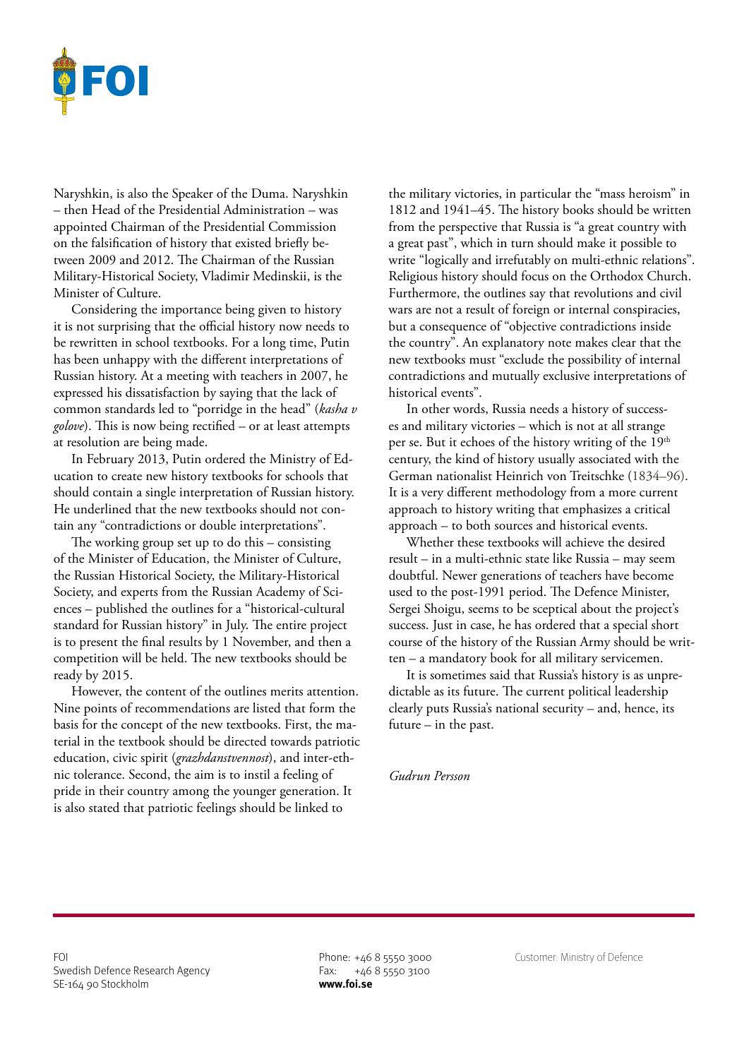Naryshkin, is also the Speaker of the Duma. Naryshkin – then Head of the Presidential Administration – was appointed Chairman of the Presidential Commission on the falsification of history that existed briefly between 2009 and 2012. The Chairman of the Russian Military-Historical Society, Vladimir Medinskii, is the Minister of Culture.

Considering the importance being given to history it is not surprising that the official history now needs to be rewritten in school textbooks. For a long time, Putin has been unhappy with the different interpretations of Russian history. At a meeting with teachers in 2007, he expressed his dissatisfaction by saying that the lack of common standards led to "porridge in the head" (*kasha v golove*). This is now being rectified – or at least attempts at resolution are being made.

In February 2013, Putin ordered the Ministry of Education to create new history textbooks for schools that should contain a single interpretation of Russian history. He underlined that the new textbooks should not contain any "contradictions or double interpretations".

The working group set up to do this – consisting of the Minister of Education, the Minister of Culture, the Russian Historical Society, the Military-Historical Society, and experts from the Russian Academy of Sciences – published the outlines for a "historical-cultural standard for Russian history" in July. The entire project is to present the final results by 1 November, and then a competition will be held. The new textbooks should be ready by 2015.

However, the content of the outlines merits attention. Nine points of recommendations are listed that form the basis for the concept of the new textbooks. First, the material in the textbook should be directed towards patriotic education, civic spirit (*grazhdanstvennost*), and inter-ethnic tolerance. Second, the aim is to instil a feeling of pride in their country among the younger generation. It is also stated that patriotic feelings should be linked to the military victories, in particular the "mass heroism" in 1812 and 1941–45. The history books should be written from the perspective that Russia is "a great country with a great past", which in turn should make it possible to write "logically and irrefutably on multi-ethnic relations". Religious history should focus on the Orthodox Church. Furthermore, the outlines say that revolutions and civil wars are not a result of foreign or internal conspiracies, but a consequence of "objective contradictions inside the country". An explanatory note makes clear that the new textbooks must "exclude the possibility of internal contradictions and mutually exclusive interpretations of historical events".

In other words, Russia needs a history of successes and military victories – which is not at all strange per se. But it echoes of the history writing of the 19th century, the kind of history usually associated with the German nationalist Heinrich von Treitschke (1834–96). It is a very different methodology from a more current approach to history writing that emphasizes a critical approach – to both sources and historical events.

Whether these textbooks will achieve the desired result – in a multi-ethnic state like Russia – may seem doubtful. Newer generations of teachers have become used to the post-1991 period. The Defence Minister, Sergei Shoigu, seems to be sceptical about the project's success. Just in case, he has ordered that a special short course of the history of the Russian Army should be written – a mandatory book for all military servicemen.

It is sometimes said that Russia's history is as unpredictable as its future. The current political leadership clearly puts Russia's national security – and, hence, its future – in the past.

*Gudrun Persson*

FOI
Swedish Defence Research Agency
SE-164 90 Stockholm

Phone: +46 8 5550 3000
Fax: +46 8 5550 3100
**www.foi.se**

Customer: Ministry of Defence